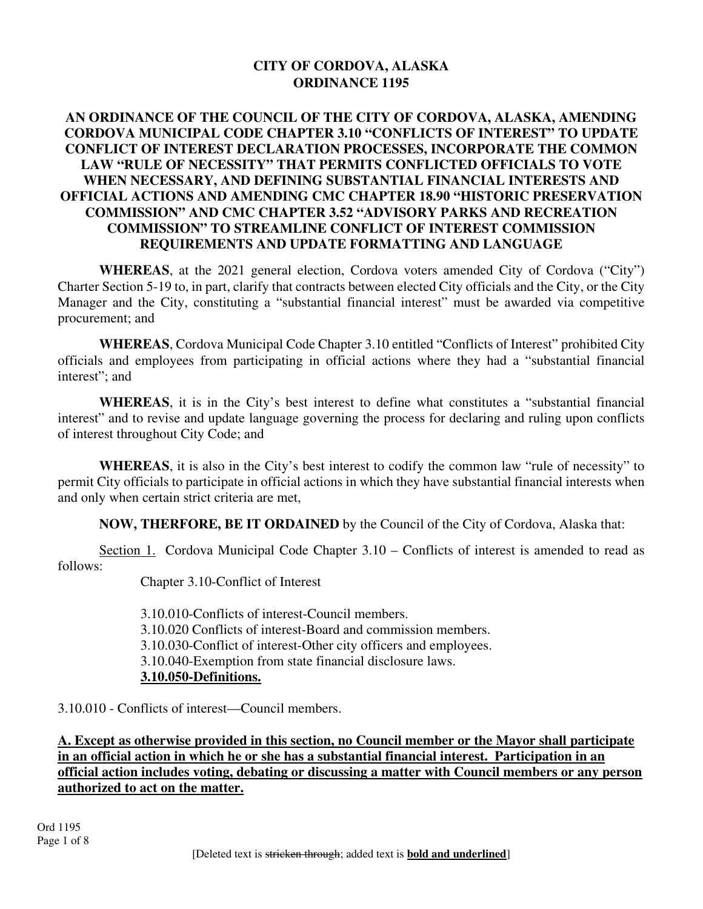# CITY OF CORDOVA, ALASKA
# ORDINANCE 1195

## AN ORDINANCE OF THE COUNCIL OF THE CITY OF CORDOVA, ALASKA, AMENDING CORDOVA MUNICIPAL CODE CHAPTER 3.10 "CONFLICTS OF INTEREST" TO UPDATE CONFLICT OF INTEREST DECLARATION PROCESSES, INCORPORATE THE COMMON LAW "RULE OF NECESSITY" THAT PERMITS CONFLICTED OFFICIALS TO VOTE WHEN NECESSARY, AND DEFINING SUBSTANTIAL FINANCIAL INTERESTS AND OFFICIAL ACTIONS AND AMENDING CMC CHAPTER 18.90 "HISTORIC PRESERVATION COMMISSION" AND CMC CHAPTER 3.52 "ADVISORY PARKS AND RECREATION COMMISSION" TO STREAMLINE CONFLICT OF INTEREST COMMISSION REQUIREMENTS AND UPDATE FORMATTING AND LANGUAGE

**WHEREAS**, at the 2021 general election, Cordova voters amended City of Cordova ("City") Charter Section 5-19 to, in part, clarify that contracts between elected City officials and the City, or the City Manager and the City, constituting a "substantial financial interest" must be awarded via competitive procurement; and

**WHEREAS**, Cordova Municipal Code Chapter 3.10 entitled "Conflicts of Interest" prohibited City officials and employees from participating in official actions where they had a "substantial financial interest"; and

**WHEREAS**, it is in the City's best interest to define what constitutes a "substantial financial interest" and to revise and update language governing the process for declaring and ruling upon conflicts of interest throughout City Code; and

**WHEREAS**, it is also in the City's best interest to codify the common law "rule of necessity" to permit City officials to participate in official actions in which they have substantial financial interests when and only when certain strict criteria are met,

**NOW, THERFORE, BE IT ORDAINED** by the Council of the City of Cordova, Alaska that:

<u>Section 1.</u> Cordova Municipal Code Chapter 3.10 – Conflicts of interest is amended to read as follows:

Chapter 3.10-Conflict of Interest

3.10.010-Conflicts of interest-Council members.
3.10.020 Conflicts of interest-Board and commission members.
3.10.030-Conflict of interest-Other city officers and employees.
3.10.040-Exemption from state financial disclosure laws.
**<u>3.10.050-Definitions.</u>**

3.10.010 - Conflicts of interest—Council members.

**<u>A. Except as otherwise provided in this section, no Council member or the Mayor shall participate in an official action in which he or she has a substantial financial interest. Participation in an official action includes voting, debating or discussing a matter with Council members or any person authorized to act on the matter.</u>**

[Deleted text is ~~stricken through~~; added text is **<u>bold and underlined</u>**]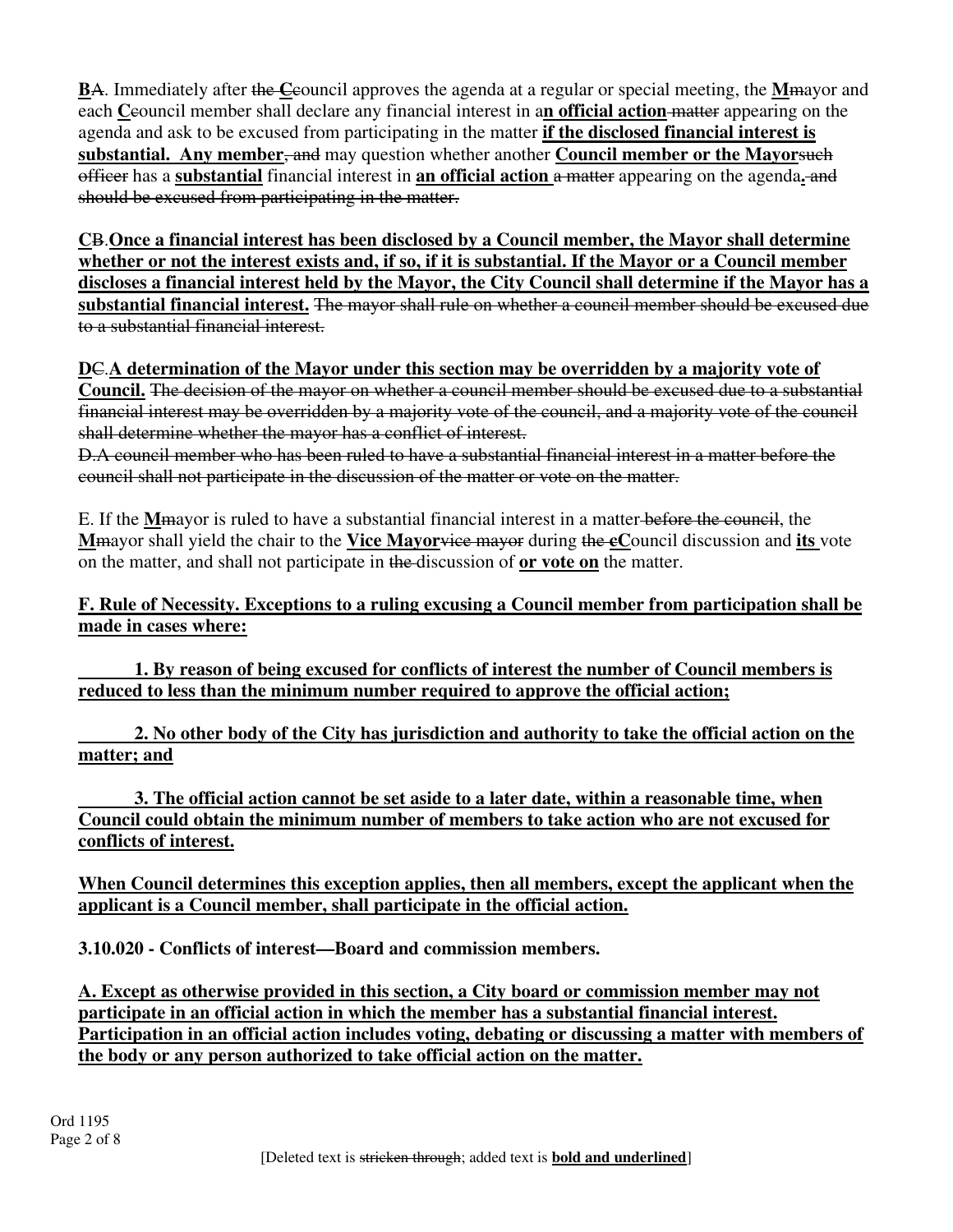**B**~~A~~. Immediately after ~~the **C**~~council approves the agenda at a regular or special meeting, the **M**~~m~~ayor and each **C**~~c~~ouncil member shall declare any financial interest in a**n official action** ~~matter~~ appearing on the agenda and ask to be excused from participating in the matter **if the disclosed financial interest is substantial. Any member**~~, and~~ may question whether another **Council member or the Mayor**~~such officer~~ has a **substantial** financial interest in **an official action** ~~a matter~~ appearing on the agenda**.** ~~and should be excused from participating in the matter.~~

**C**~~B~~.**Once a financial interest has been disclosed by a Council member, the Mayor shall determine whether or not the interest exists and, if so, if it is substantial. If the Mayor or a Council member discloses a financial interest held by the Mayor, the City Council shall determine if the Mayor has a substantial financial interest.** ~~The mayor shall rule on whether a council member should be excused due to a substantial financial interest.~~

**D**~~C~~.**A determination of the Mayor under this section may be overridden by a majority vote of Council.** ~~The decision of the mayor on whether a council member should be excused due to a substantial financial interest may be overridden by a majority vote of the council, and a majority vote of the council shall determine whether the mayor has a conflict of interest.~~

~~D.A council member who has been ruled to have a substantial financial interest in a matter before the council shall not participate in the discussion of the matter or vote on the matter.~~

E. If the **M**~~m~~ayor is ruled to have a substantial financial interest in a matter ~~before the council~~, the **M**~~m~~ayor shall yield the chair to the **Vice Mayor**~~vice mayor~~ during ~~the c~~**C**ouncil discussion and **its** vote on the matter, and shall not participate in ~~the~~ discussion of **or vote on** the matter.

**F. Rule of Necessity. Exceptions to a ruling excusing a Council member from participation shall be made in cases where:**

**1. By reason of being excused for conflicts of interest the number of Council members is reduced to less than the minimum number required to approve the official action;**

**2. No other body of the City has jurisdiction and authority to take the official action on the matter; and**

**3. The official action cannot be set aside to a later date, within a reasonable time, when Council could obtain the minimum number of members to take action who are not excused for conflicts of interest.**

**When Council determines this exception applies, then all members, except the applicant when the applicant is a Council member, shall participate in the official action.**

**3.10.020 - Conflicts of interest—Board and commission members.**

**A. Except as otherwise provided in this section, a City board or commission member may not participate in an official action in which the member has a substantial financial interest. Participation in an official action includes voting, debating or discussing a matter with members of the body or any person authorized to take official action on the matter.**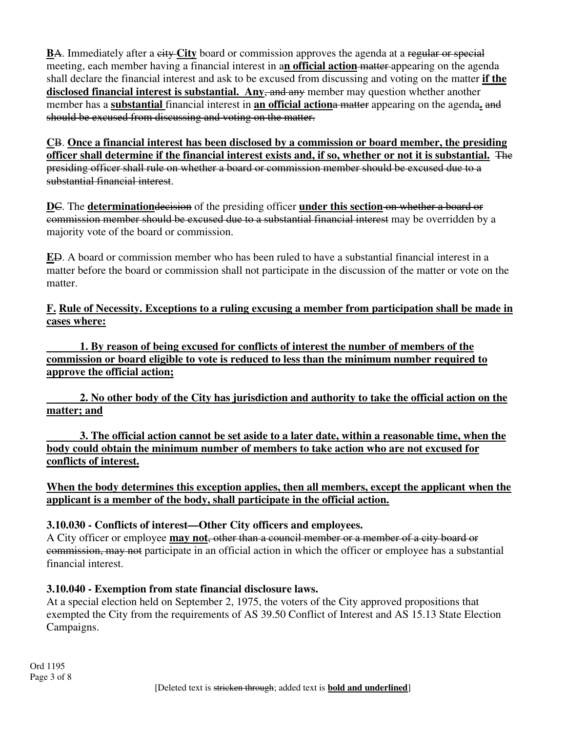**B**A. Immediately after a ~~city~~ **City** board or commission approves the agenda at a ~~regular or special~~ meeting, each member having a financial interest in a**n official action** ~~matter~~ appearing on the agenda shall declare the financial interest and ask to be excused from discussing and voting on the matter **if the disclosed financial interest is substantial. Any**~~, and any~~ member may question whether another member has a **substantial** financial interest in **an official action**~~a matter~~ appearing on the agenda**.** ~~and should be excused from discussing and voting on the matter.~~

**C**~~B~~. **Once a financial interest has been disclosed by a commission or board member, the presiding officer shall determine if the financial interest exists and, if so, whether or not it is substantial.** ~~The presiding officer shall rule on whether a board or commission member should be excused due to a substantial financial interest~~.

**D**~~C~~. The **determination**~~decision~~ of the presiding officer **under this section** ~~on whether a board or commission member should be excused due to a substantial financial interest~~ may be overridden by a majority vote of the board or commission.

**E**~~D~~. A board or commission member who has been ruled to have a substantial financial interest in a matter before the board or commission shall not participate in the discussion of the matter or vote on the matter.

**F. Rule of Necessity. Exceptions to a ruling excusing a member from participation shall be made in cases where:**

**1. By reason of being excused for conflicts of interest the number of members of the commission or board eligible to vote is reduced to less than the minimum number required to approve the official action;**

**2. No other body of the City has jurisdiction and authority to take the official action on the matter; and**

**3. The official action cannot be set aside to a later date, within a reasonable time, when the body could obtain the minimum number of members to take action who are not excused for conflicts of interest.**

**When the body determines this exception applies, then all members, except the applicant when the applicant is a member of the body, shall participate in the official action.**

**3.10.030 - Conflicts of interest—Other City officers and employees.**

A City officer or employee **may not**~~, other than a council member or a member of a city board or commission, may not~~ participate in an official action in which the officer or employee has a substantial financial interest.

**3.10.040 - Exemption from state financial disclosure laws.**

At a special election held on September 2, 1975, the voters of the City approved propositions that exempted the City from the requirements of AS 39.50 Conflict of Interest and AS 15.13 State Election Campaigns.

Ord 1195

[Deleted text is ~~stricken through~~; added text is **bold and underlined**]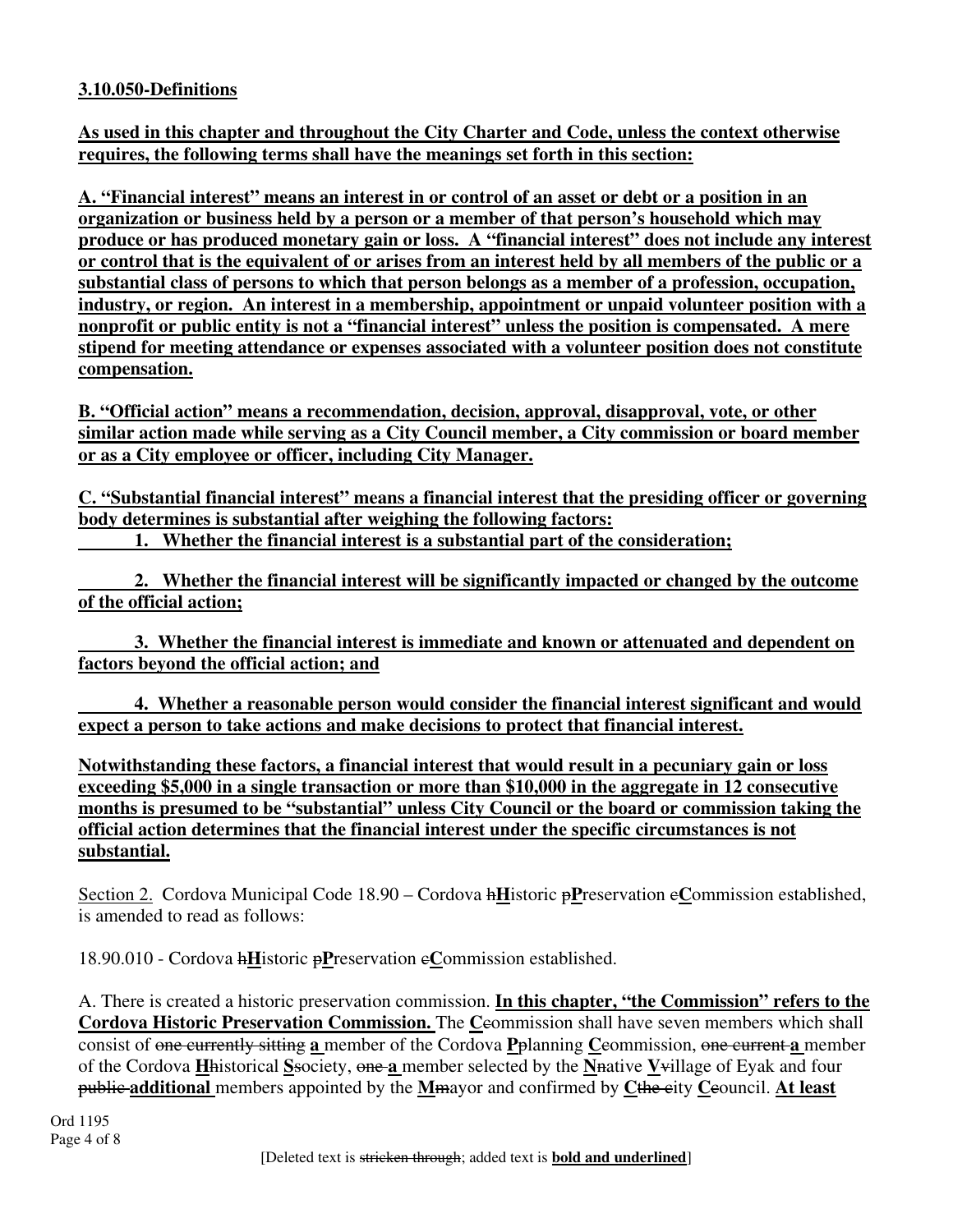**3.10.050-Definitions**

**As used in this chapter and throughout the City Charter and Code, unless the context otherwise requires, the following terms shall have the meanings set forth in this section:**

**A. "Financial interest" means an interest in or control of an asset or debt or a position in an organization or business held by a person or a member of that person's household which may produce or has produced monetary gain or loss. A "financial interest" does not include any interest or control that is the equivalent of or arises from an interest held by all members of the public or a substantial class of persons to which that person belongs as a member of a profession, occupation, industry, or region. An interest in a membership, appointment or unpaid volunteer position with a nonprofit or public entity is not a "financial interest" unless the position is compensated. A mere stipend for meeting attendance or expenses associated with a volunteer position does not constitute compensation.**

**B. "Official action" means a recommendation, decision, approval, disapproval, vote, or other similar action made while serving as a City Council member, a City commission or board member or as a City employee or officer, including City Manager.**

**C. "Substantial financial interest" means a financial interest that the presiding officer or governing body determines is substantial after weighing the following factors:**

**1. Whether the financial interest is a substantial part of the consideration;**

**2. Whether the financial interest will be significantly impacted or changed by the outcome of the official action;**

**3. Whether the financial interest is immediate and known or attenuated and dependent on factors beyond the official action; and**

**4. Whether a reasonable person would consider the financial interest significant and would expect a person to take actions and make decisions to protect that financial interest.**

**Notwithstanding these factors, a financial interest that would result in a pecuniary gain or loss exceeding $5,000 in a single transaction or more than $10,000 in the aggregate in 12 consecutive months is presumed to be "substantial" unless City Council or the board or commission taking the official action determines that the financial interest under the specific circumstances is not substantial.**

Section 2. Cordova Municipal Code 18.90 – Cordova ~~h~~**H**istoric ~~p~~**P**reservation ~~c~~**C**ommission established, is amended to read as follows:

18.90.010 - Cordova ~~h~~**H**istoric ~~p~~**P**reservation ~~c~~**C**ommission established.

A. There is created a historic preservation commission. **In this chapter, "the Commission" refers to the Cordova Historic Preservation Commission.** The **C**~~c~~ommission shall have seven members which shall consist of ~~one currently sitting~~ **a** member of the Cordova **P**~~p~~lanning **C**~~c~~ommission, ~~one current~~ **a** member of the Cordova **H**~~h~~istorical **S**~~s~~ociety, ~~one~~ **a** member selected by the **N**~~n~~ative **V**~~v~~illage of Eyak and four ~~public~~ **additional** members appointed by the **M**~~m~~ayor and confirmed by **C**~~the c~~ity **C**~~c~~ouncil. **At least**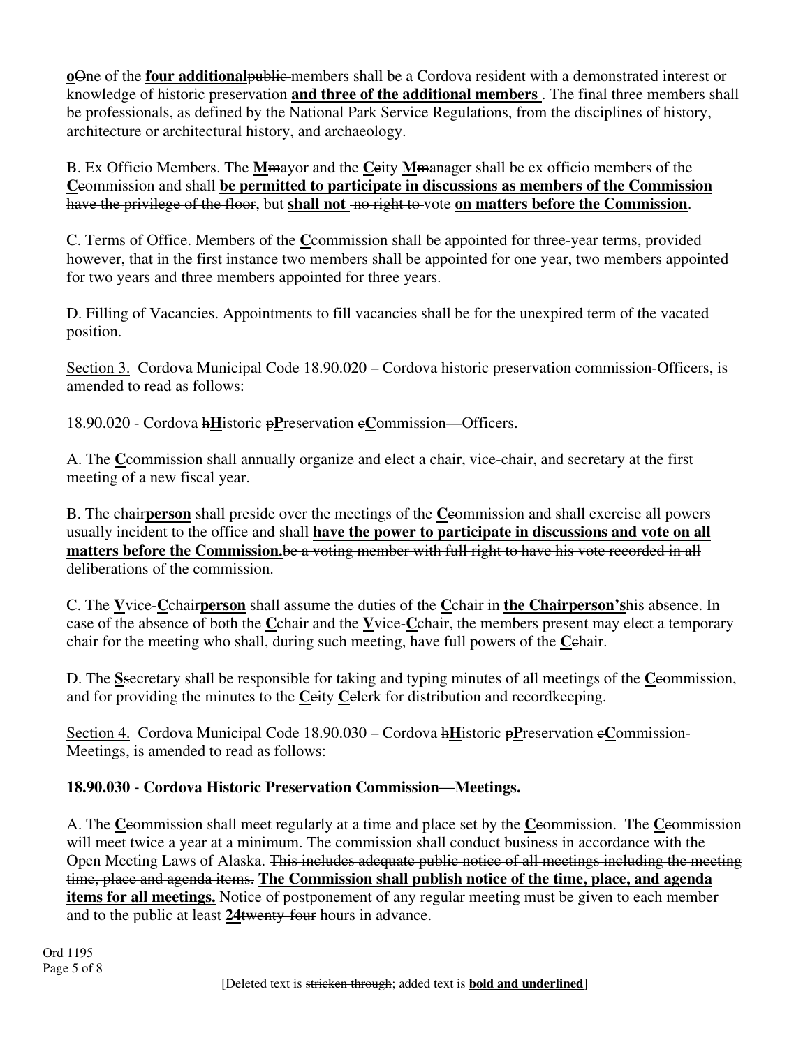**oOne** of the **four additional~~public~~** members shall be a Cordova resident with a demonstrated interest or knowledge of historic preservation **and three of the additional members** ~~. The final three members~~ shall be professionals, as defined by the National Park Service Regulations, from the disciplines of history, architecture or architectural history, and archaeology.

B. Ex Officio Members. The **M**~~m~~ayor and the **C**~~c~~ity **M**~~m~~anager shall be ex officio members of the **C**~~c~~ommission and shall **be permitted to participate in discussions as members of the Commission** ~~have the privilege of the floor~~, but **shall not** ~~no right to~~ vote **on matters before the Commission**.

C. Terms of Office. Members of the **C**~~c~~ommission shall be appointed for three-year terms, provided however, that in the first instance two members shall be appointed for one year, two members appointed for two years and three members appointed for three years.

D. Filling of Vacancies. Appointments to fill vacancies shall be for the unexpired term of the vacated position.

Section 3. Cordova Municipal Code 18.90.020 – Cordova historic preservation commission-Officers, is amended to read as follows:

18.90.020 - Cordova ~~h~~**H**istoric ~~p~~**P**reservation ~~c~~**C**ommission—Officers.

A. The **C**~~c~~ommission shall annually organize and elect a chair, vice-chair, and secretary at the first meeting of a new fiscal year.

B. The chair**person** shall preside over the meetings of the **C**~~c~~ommission and shall exercise all powers usually incident to the office and shall **have the power to participate in discussions and vote on all matters before the Commission.** ~~be a voting member with full right to have his vote recorded in all deliberations of the commission.~~

C. The **V**~~v~~ice-**C**~~c~~hair**person** shall assume the duties of the **C**~~c~~hair in **the Chairperson's**~~his~~ absence. In case of the absence of both the **C**~~c~~hair and the **V**~~v~~ice-**C**~~c~~hair, the members present may elect a temporary chair for the meeting who shall, during such meeting, have full powers of the **C**~~c~~hair.

D. The **S**~~s~~ecretary shall be responsible for taking and typing minutes of all meetings of the **C**~~c~~ommission, and for providing the minutes to the **C**~~c~~ity **C**~~c~~lerk for distribution and recordkeeping.

Section 4. Cordova Municipal Code 18.90.030 – Cordova ~~h~~**H**istoric ~~p~~**P**reservation ~~c~~**C**ommission-Meetings, is amended to read as follows:

**18.90.030 - Cordova Historic Preservation Commission—Meetings.**

A. The **C**~~c~~ommission shall meet regularly at a time and place set by the **C**~~c~~ommission. The **C**~~c~~ommission will meet twice a year at a minimum. The commission shall conduct business in accordance with the Open Meeting Laws of Alaska. ~~This includes adequate public notice of all meetings including the meeting time, place and agenda items.~~ **The Commission shall publish notice of the time, place, and agenda items for all meetings.** Notice of postponement of any regular meeting must be given to each member and to the public at least **24**~~twenty-four~~ hours in advance.

Ord 1195

[Deleted text is ~~stricken through~~; added text is **bold and underlined**]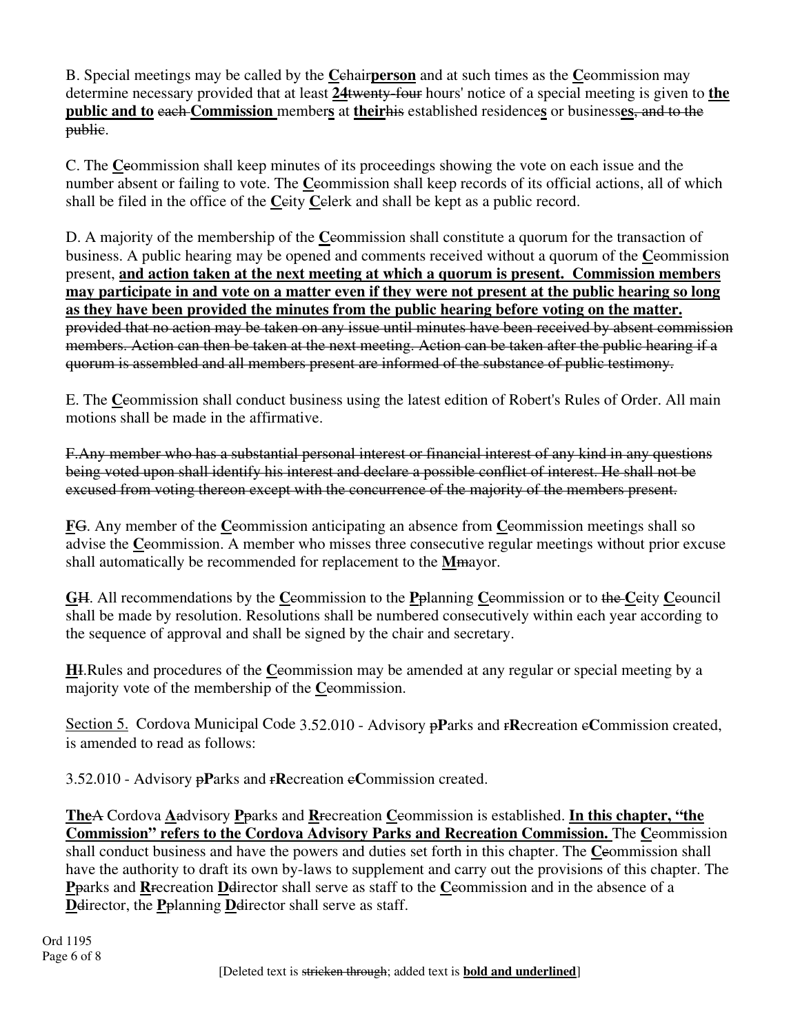B. Special meetings may be called by the **C**~~c~~hair**person** and at such times as the **C**~~c~~ommission may determine necessary provided that at least **24**~~twenty-four~~ hours' notice of a special meeting is given to **the public and to** ~~each~~ **Commission** member**s** at **their**~~his~~ established residence**s** or business**es**~~, and to the public~~.

C. The **C**~~c~~ommission shall keep minutes of its proceedings showing the vote on each issue and the number absent or failing to vote. The **C**~~c~~ommission shall keep records of its official actions, all of which shall be filed in the office of the **C**~~c~~ity **C**~~c~~lerk and shall be kept as a public record.

D. A majority of the membership of the **C**~~c~~ommission shall constitute a quorum for the transaction of business. A public hearing may be opened and comments received without a quorum of the **C**~~c~~ommission present, **and action taken at the next meeting at which a quorum is present. Commission members may participate in and vote on a matter even if they were not present at the public hearing so long as they have been provided the minutes from the public hearing before voting on the matter.** ~~provided that no action may be taken on any issue until minutes have been received by absent commission members. Action can then be taken at the next meeting. Action can be taken after the public hearing if a quorum is assembled and all members present are informed of the substance of public testimony.~~

E. The **C**~~c~~ommission shall conduct business using the latest edition of Robert's Rules of Order. All main motions shall be made in the affirmative.

~~F. Any member who has a substantial personal interest or financial interest of any kind in any questions being voted upon shall identify his interest and declare a possible conflict of interest. He shall not be excused from voting thereon except with the concurrence of the majority of the members present.~~

**F**~~G~~. Any member of the **C**~~c~~ommission anticipating an absence from **C**~~c~~ommission meetings shall so advise the **C**~~c~~ommission. A member who misses three consecutive regular meetings without prior excuse shall automatically be recommended for replacement to the **M**~~m~~ayor.

**G**~~H~~. All recommendations by the **C**~~c~~ommission to the **P**~~p~~lanning **C**~~c~~ommission or to ~~the~~ **C**~~c~~ity **C**~~c~~ouncil shall be made by resolution. Resolutions shall be numbered consecutively within each year according to the sequence of approval and shall be signed by the chair and secretary.

**H**~~I~~. Rules and procedures of the **C**~~c~~ommission may be amended at any regular or special meeting by a majority vote of the membership of the **C**~~c~~ommission.

Section 5. Cordova Municipal Code 3.52.010 - Advisory ~~p~~**P**arks and ~~r~~**R**ecreation ~~c~~**C**ommission created, is amended to read as follows:

3.52.010 - Advisory ~~p~~**P**arks and ~~r~~**R**ecreation ~~c~~**C**ommission created.

**The**~~A~~ Cordova **A**~~a~~dvisory **P**~~p~~arks and **R**~~r~~ecreation **C**~~c~~ommission is established. **In this chapter, "the Commission" refers to the Cordova Advisory Parks and Recreation Commission.** The **C**~~c~~ommission shall conduct business and have the powers and duties set forth in this chapter. The **C**~~c~~ommission shall have the authority to draft its own by-laws to supplement and carry out the provisions of this chapter. The **P**~~p~~arks and **R**~~r~~ecreation **D**~~d~~irector shall serve as staff to the **C**~~c~~ommission and in the absence of a **D**~~d~~irector, the **P**~~p~~lanning **D**~~d~~irector shall serve as staff.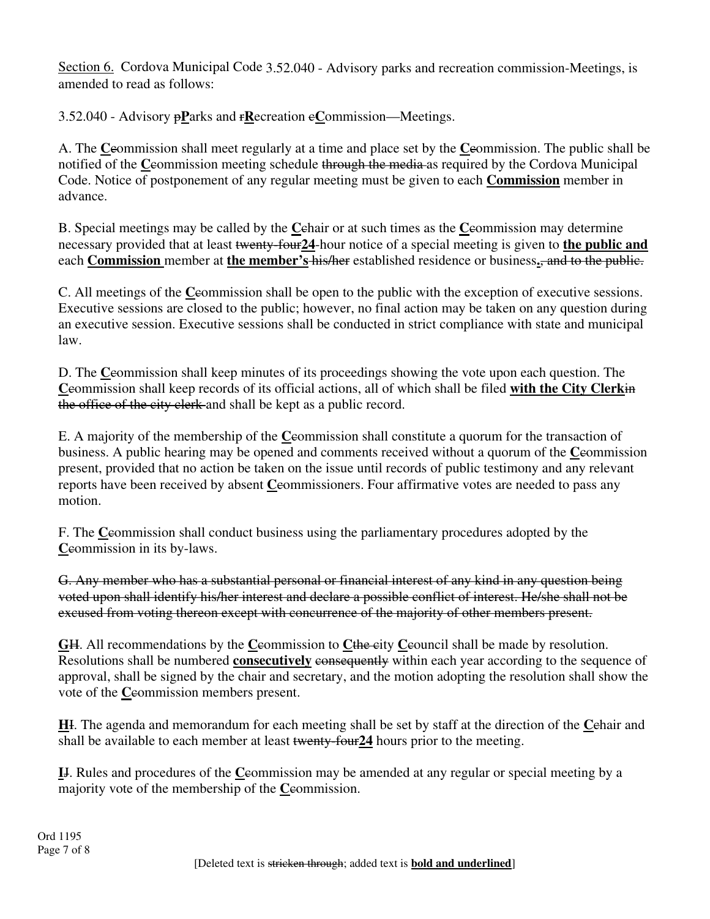<u>Section 6.</u> Cordova Municipal Code 3.52.040 - Advisory parks and recreation commission-Meetings, is amended to read as follows:

3.52.040 - Advisory ~~p~~**<u>P</u>**arks and ~~r~~**<u>R</u>**ecreation ~~c~~**<u>C</u>**ommission—Meetings.

A. The **<u>C</u>**~~c~~ommission shall meet regularly at a time and place set by the **<u>C</u>**~~c~~ommission. The public shall be notified of the **<u>C</u>**~~c~~ommission meeting schedule ~~through the media~~ as required by the Cordova Municipal Code. Notice of postponement of any regular meeting must be given to each **<u>Commission</u>** member in advance.

B. Special meetings may be called by the **<u>C</u>**~~c~~hair or at such times as the **<u>C</u>**~~c~~ommission may determine necessary provided that at least ~~twenty-four~~**<u>24</u>**-hour notice of a special meeting is given to **<u>the public and</u>** each **<u>Commission</u>** member at **<u>the member's</u>** ~~his/her~~ established residence or business**<u>.</u>**~~, and to the public.~~

C. All meetings of the **<u>C</u>**~~c~~ommission shall be open to the public with the exception of executive sessions. Executive sessions are closed to the public; however, no final action may be taken on any question during an executive session. Executive sessions shall be conducted in strict compliance with state and municipal law.

D. The **<u>C</u>**~~c~~ommission shall keep minutes of its proceedings showing the vote upon each question. The **<u>C</u>**~~c~~ommission shall keep records of its official actions, all of which shall be filed **<u>with the City Clerk</u>**~~in the office of the city clerk~~ and shall be kept as a public record.

E. A majority of the membership of the **<u>C</u>**~~c~~ommission shall constitute a quorum for the transaction of business. A public hearing may be opened and comments received without a quorum of the **<u>C</u>**~~c~~ommission present, provided that no action be taken on the issue until records of public testimony and any relevant reports have been received by absent **<u>C</u>**~~c~~ommissioners. Four affirmative votes are needed to pass any motion.

F. The **<u>C</u>**~~c~~ommission shall conduct business using the parliamentary procedures adopted by the **<u>C</u>**~~c~~ommission in its by-laws.

~~G. Any member who has a substantial personal or financial interest of any kind in any question being voted upon shall identify his/her interest and declare a possible conflict of interest. He/she shall not be excused from voting thereon except with concurrence of the majority of other members present.~~

**<u>G</u>**~~H~~. All recommendations by the **<u>C</u>**~~c~~ommission to **<u>C</u>**~~the c~~ity **<u>C</u>**~~c~~ouncil shall be made by resolution. Resolutions shall be numbered **<u>consecutively</u>** ~~consequently~~ within each year according to the sequence of approval, shall be signed by the chair and secretary, and the motion adopting the resolution shall show the vote of the **<u>C</u>**~~c~~ommission members present.

**<u>H</u>**~~I~~. The agenda and memorandum for each meeting shall be set by staff at the direction of the **<u>C</u>**~~c~~hair and shall be available to each member at least ~~twenty-four~~**<u>24</u>** hours prior to the meeting.

**<u>I</u>**~~J~~. Rules and procedures of the **<u>C</u>**~~c~~ommission may be amended at any regular or special meeting by a majority vote of the membership of the **<u>C</u>**~~c~~ommission.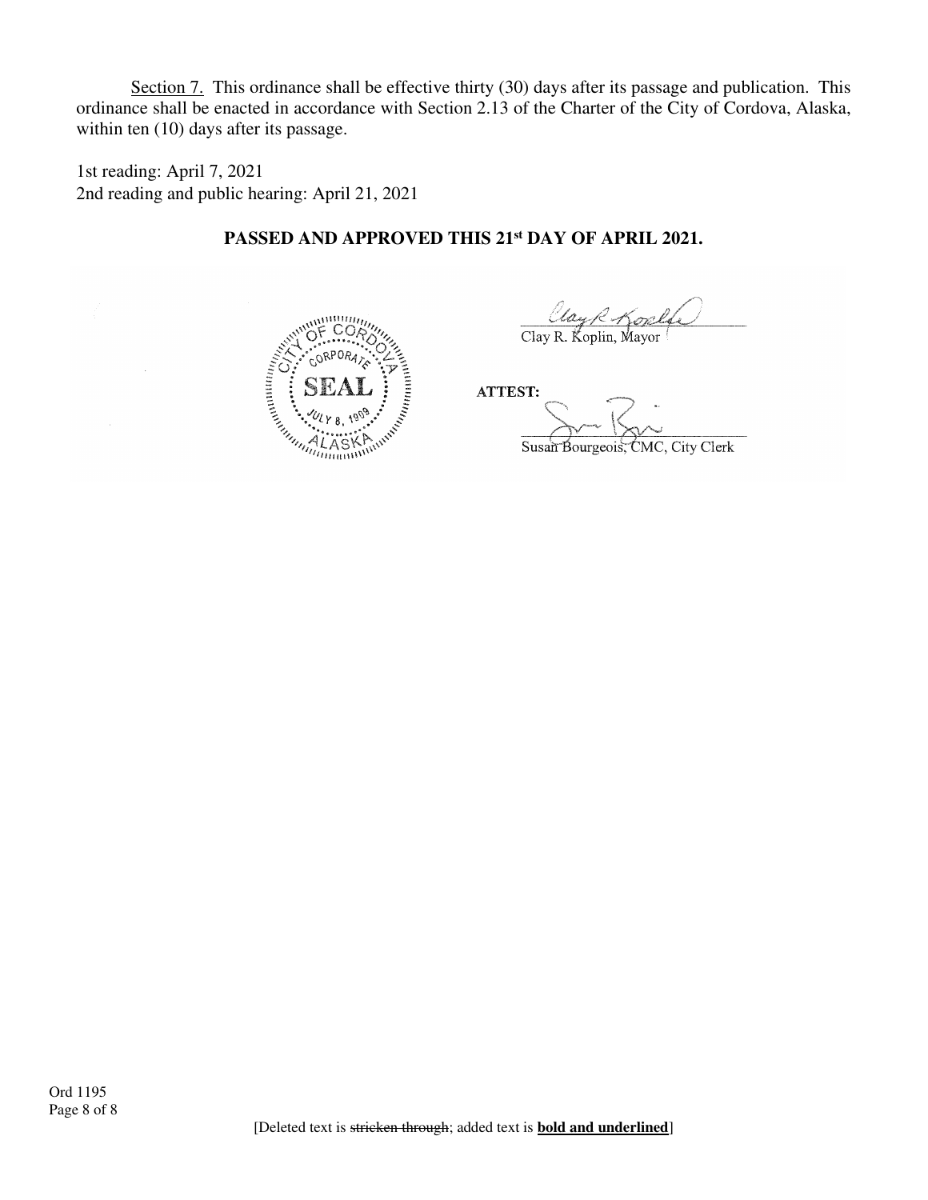Section 7. This ordinance shall be effective thirty (30) days after its passage and publication. This ordinance shall be enacted in accordance with Section 2.13 of the Charter of the City of Cordova, Alaska, within ten (10) days after its passage.

1st reading: April 7, 2021
2nd reading and public hearing: April 21, 2021

**PASSED AND APPROVED THIS 21st DAY OF APRIL 2021.**

CITY OF CORDOVA CORPORATE SEAL JULY 8, 1909 ALASKA

Clay R. Koplin, Mayor

**ATTEST:**

Susan Bourgeois, CMC, City Clerk

Ord 1195

[Deleted text is ~~stricken through~~; added text is **bold and underlined**]